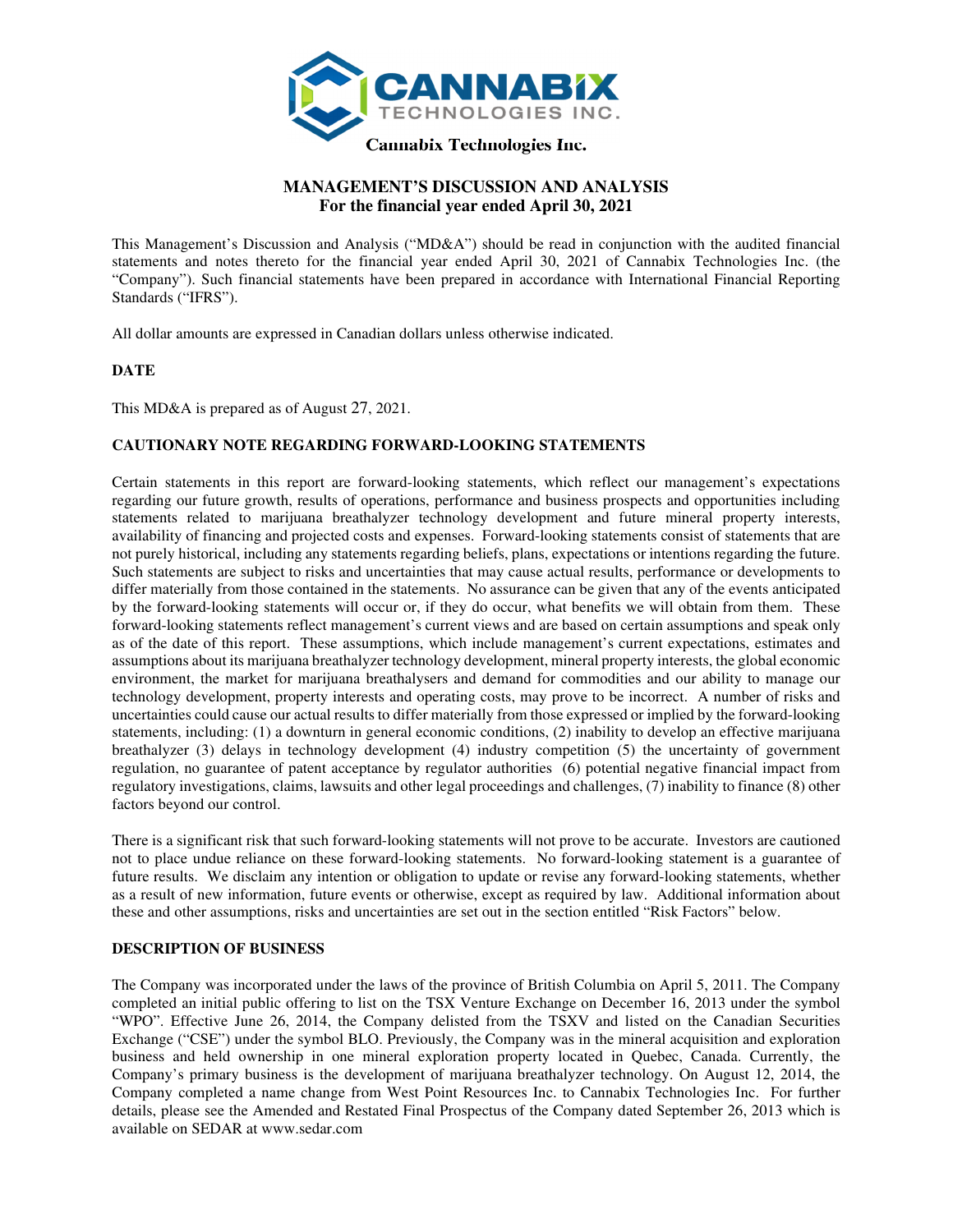Cannabix Technologies Inc.

# MANAGEMENT'S DISCUSSION AND ANALYSIS
## For the financial year ended April 30, 2021

This Management's Discussion and Analysis ("MD&A") should be read in conjunction with the audited financial statements and notes thereto for the financial year ended April 30, 2021 of Cannabix Technologies Inc. (the "Company"). Such financial statements have been prepared in accordance with International Financial Reporting Standards ("IFRS").

All dollar amounts are expressed in Canadian dollars unless otherwise indicated.

### DATE

This MD&A is prepared as of August 27, 2021.

### CAUTIONARY NOTE REGARDING FORWARD-LOOKING STATEMENTS

Certain statements in this report are forward-looking statements, which reflect our management's expectations regarding our future growth, results of operations, performance and business prospects and opportunities including statements related to marijuana breathalyzer technology development and future mineral property interests, availability of financing and projected costs and expenses. Forward-looking statements consist of statements that are not purely historical, including any statements regarding beliefs, plans, expectations or intentions regarding the future. Such statements are subject to risks and uncertainties that may cause actual results, performance or developments to differ materially from those contained in the statements. No assurance can be given that any of the events anticipated by the forward-looking statements will occur or, if they do occur, what benefits we will obtain from them. These forward-looking statements reflect management's current views and are based on certain assumptions and speak only as of the date of this report. These assumptions, which include management's current expectations, estimates and assumptions about its marijuana breathalyzer technology development, mineral property interests, the global economic environment, the market for marijuana breathalysers and demand for commodities and our ability to manage our technology development, property interests and operating costs, may prove to be incorrect. A number of risks and uncertainties could cause our actual results to differ materially from those expressed or implied by the forward-looking statements, including: (1) a downturn in general economic conditions, (2) inability to develop an effective marijuana breathalyzer (3) delays in technology development (4) industry competition (5) the uncertainty of government regulation, no guarantee of patent acceptance by regulator authorities (6) potential negative financial impact from regulatory investigations, claims, lawsuits and other legal proceedings and challenges, (7) inability to finance (8) other factors beyond our control.

There is a significant risk that such forward-looking statements will not prove to be accurate. Investors are cautioned not to place undue reliance on these forward-looking statements. No forward-looking statement is a guarantee of future results. We disclaim any intention or obligation to update or revise any forward-looking statements, whether as a result of new information, future events or otherwise, except as required by law. Additional information about these and other assumptions, risks and uncertainties are set out in the section entitled "Risk Factors" below.

### DESCRIPTION OF BUSINESS

The Company was incorporated under the laws of the province of British Columbia on April 5, 2011. The Company completed an initial public offering to list on the TSX Venture Exchange on December 16, 2013 under the symbol "WPO". Effective June 26, 2014, the Company delisted from the TSXV and listed on the Canadian Securities Exchange ("CSE") under the symbol BLO. Previously, the Company was in the mineral acquisition and exploration business and held ownership in one mineral exploration property located in Quebec, Canada. Currently, the Company's primary business is the development of marijuana breathalyzer technology. On August 12, 2014, the Company completed a name change from West Point Resources Inc. to Cannabix Technologies Inc. For further details, please see the Amended and Restated Final Prospectus of the Company dated September 26, 2013 which is available on SEDAR at www.sedar.com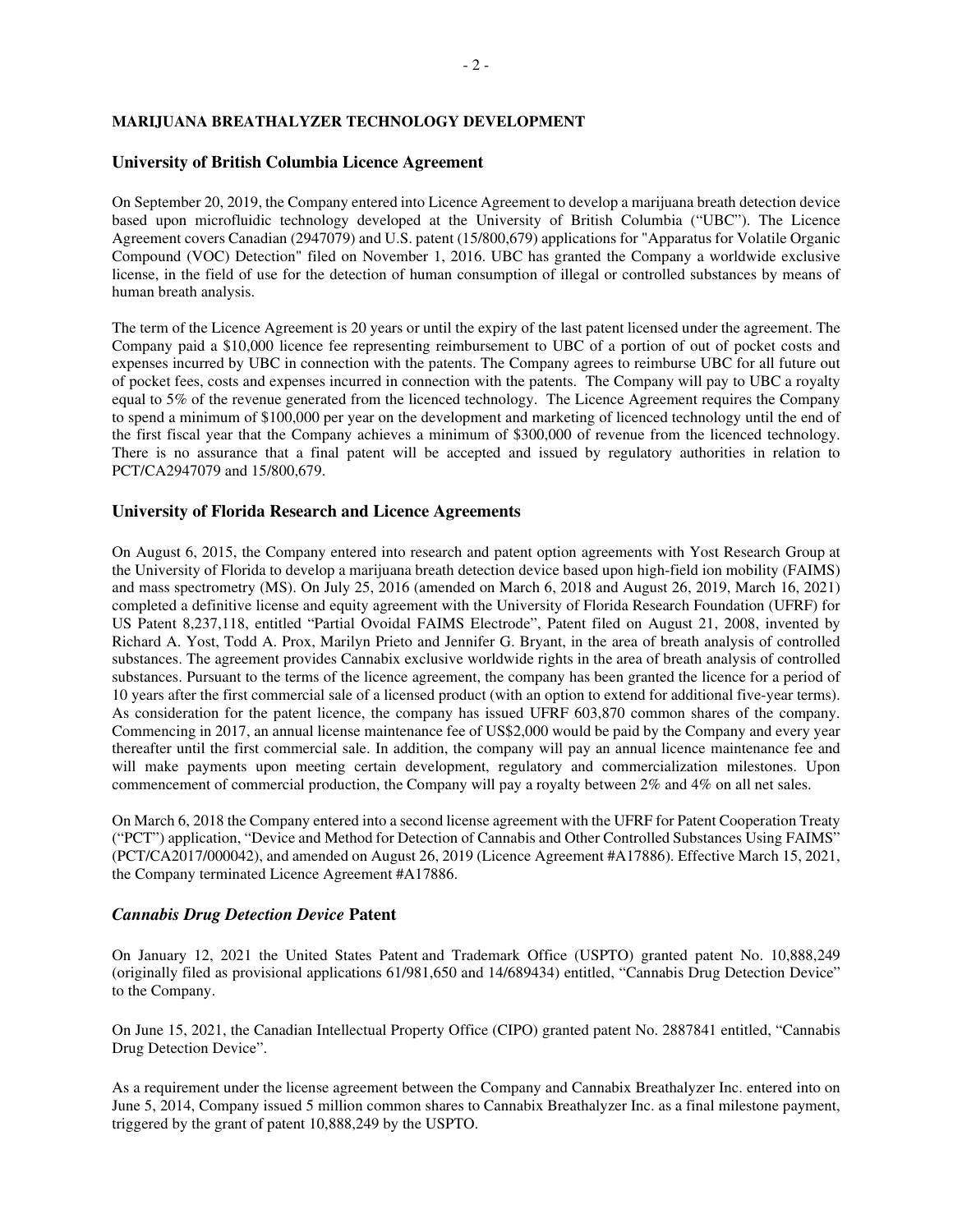# MARIJUANA BREATHALYZER TECHNOLOGY DEVELOPMENT

## University of British Columbia Licence Agreement

On September 20, 2019, the Company entered into Licence Agreement to develop a marijuana breath detection device based upon microfluidic technology developed at the University of British Columbia ("UBC"). The Licence Agreement covers Canadian (2947079) and U.S. patent (15/800,679) applications for "Apparatus for Volatile Organic Compound (VOC) Detection" filed on November 1, 2016. UBC has granted the Company a worldwide exclusive license, in the field of use for the detection of human consumption of illegal or controlled substances by means of human breath analysis.

The term of the Licence Agreement is 20 years or until the expiry of the last patent licensed under the agreement. The Company paid a $10,000 licence fee representing reimbursement to UBC of a portion of out of pocket costs and expenses incurred by UBC in connection with the patents. The Company agrees to reimburse UBC for all future out of pocket fees, costs and expenses incurred in connection with the patents. The Company will pay to UBC a royalty equal to 5% of the revenue generated from the licenced technology. The Licence Agreement requires the Company to spend a minimum of $100,000 per year on the development and marketing of licenced technology until the end of the first fiscal year that the Company achieves a minimum of $300,000 of revenue from the licenced technology. There is no assurance that a final patent will be accepted and issued by regulatory authorities in relation to PCT/CA2947079 and 15/800,679.

## University of Florida Research and Licence Agreements

On August 6, 2015, the Company entered into research and patent option agreements with Yost Research Group at the University of Florida to develop a marijuana breath detection device based upon high-field ion mobility (FAIMS) and mass spectrometry (MS). On July 25, 2016 (amended on March 6, 2018 and August 26, 2019, March 16, 2021) completed a definitive license and equity agreement with the University of Florida Research Foundation (UFRF) for US Patent 8,237,118, entitled "Partial Ovoidal FAIMS Electrode", Patent filed on August 21, 2008, invented by Richard A. Yost, Todd A. Prox, Marilyn Prieto and Jennifer G. Bryant, in the area of breath analysis of controlled substances. The agreement provides Cannabix exclusive worldwide rights in the area of breath analysis of controlled substances. Pursuant to the terms of the licence agreement, the company has been granted the licence for a period of 10 years after the first commercial sale of a licensed product (with an option to extend for additional five-year terms). As consideration for the patent licence, the company has issued UFRF 603,870 common shares of the company. Commencing in 2017, an annual license maintenance fee of US$2,000 would be paid by the Company and every year thereafter until the first commercial sale. In addition, the company will pay an annual licence maintenance fee and will make payments upon meeting certain development, regulatory and commercialization milestones. Upon commencement of commercial production, the Company will pay a royalty between 2% and 4% on all net sales.

On March 6, 2018 the Company entered into a second license agreement with the UFRF for Patent Cooperation Treaty ("PCT") application, "Device and Method for Detection of Cannabis and Other Controlled Substances Using FAIMS" (PCT/CA2017/000042), and amended on August 26, 2019 (Licence Agreement #A17886). Effective March 15, 2021, the Company terminated Licence Agreement #A17886.

## *Cannabis Drug Detection Device* Patent

On January 12, 2021 the United States Patent and Trademark Office (USPTO) granted patent No. 10,888,249 (originally filed as provisional applications 61/981,650 and 14/689434) entitled, "Cannabis Drug Detection Device" to the Company.

On June 15, 2021, the Canadian Intellectual Property Office (CIPO) granted patent No. 2887841 entitled, "Cannabis Drug Detection Device".

As a requirement under the license agreement between the Company and Cannabix Breathalyzer Inc. entered into on June 5, 2014, Company issued 5 million common shares to Cannabix Breathalyzer Inc. as a final milestone payment, triggered by the grant of patent 10,888,249 by the USPTO.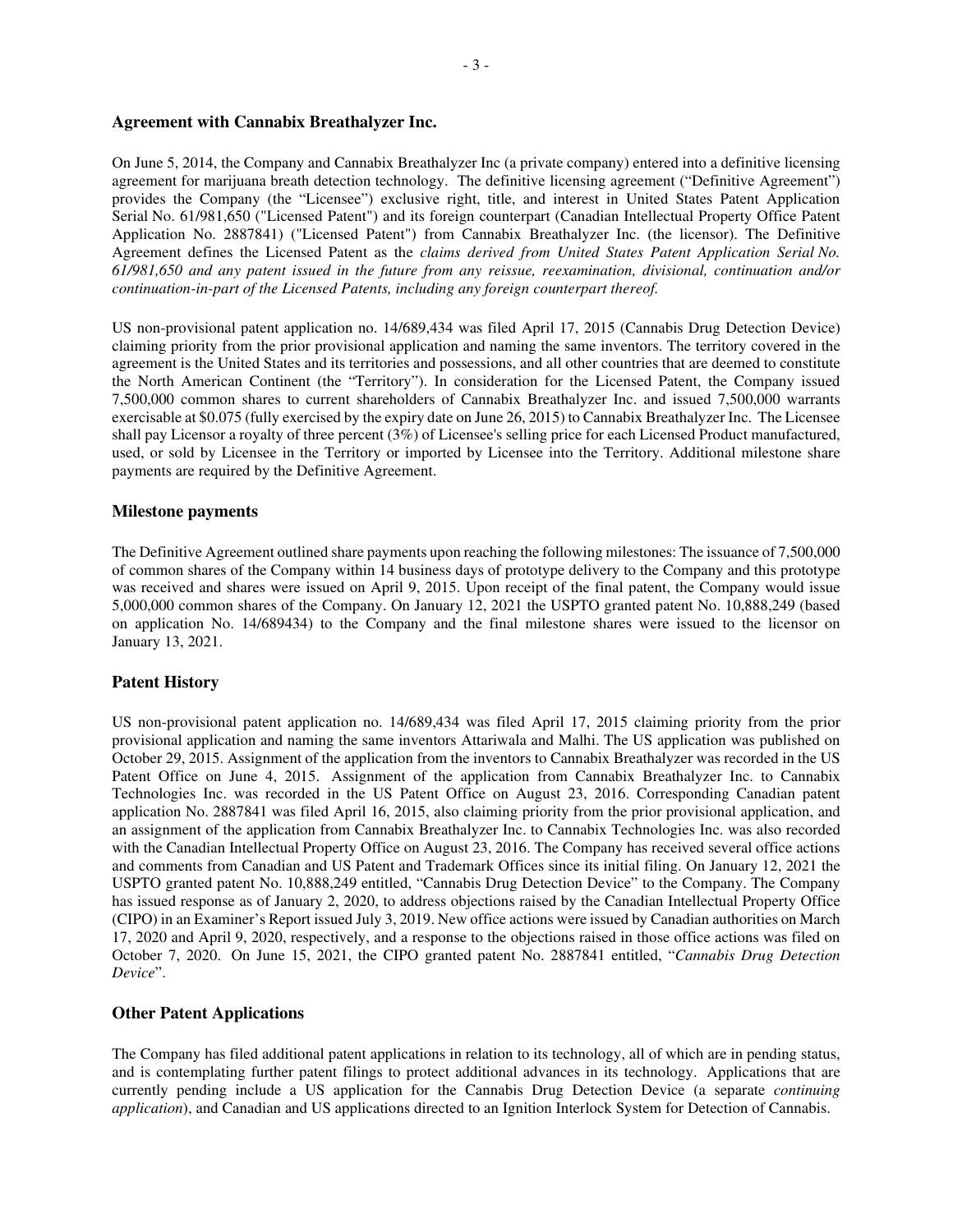## Agreement with Cannabix Breathalyzer Inc.

On June 5, 2014, the Company and Cannabix Breathalyzer Inc (a private company) entered into a definitive licensing agreement for marijuana breath detection technology. The definitive licensing agreement ("Definitive Agreement") provides the Company (the "Licensee") exclusive right, title, and interest in United States Patent Application Serial No. 61/981,650 ("Licensed Patent") and its foreign counterpart (Canadian Intellectual Property Office Patent Application No. 2887841) ("Licensed Patent") from Cannabix Breathalyzer Inc. (the licensor). The Definitive Agreement defines the Licensed Patent as the *claims derived from United States Patent Application Serial No. 61/981,650 and any patent issued in the future from any reissue, reexamination, divisional, continuation and/or continuation-in-part of the Licensed Patents, including any foreign counterpart thereof.*

US non-provisional patent application no. 14/689,434 was filed April 17, 2015 (Cannabis Drug Detection Device) claiming priority from the prior provisional application and naming the same inventors. The territory covered in the agreement is the United States and its territories and possessions, and all other countries that are deemed to constitute the North American Continent (the "Territory"). In consideration for the Licensed Patent, the Company issued 7,500,000 common shares to current shareholders of Cannabix Breathalyzer Inc. and issued 7,500,000 warrants exercisable at $0.075 (fully exercised by the expiry date on June 26, 2015) to Cannabix Breathalyzer Inc. The Licensee shall pay Licensor a royalty of three percent (3%) of Licensee's selling price for each Licensed Product manufactured, used, or sold by Licensee in the Territory or imported by Licensee into the Territory. Additional milestone share payments are required by the Definitive Agreement.

## Milestone payments

The Definitive Agreement outlined share payments upon reaching the following milestones: The issuance of 7,500,000 of common shares of the Company within 14 business days of prototype delivery to the Company and this prototype was received and shares were issued on April 9, 2015. Upon receipt of the final patent, the Company would issue 5,000,000 common shares of the Company. On January 12, 2021 the USPTO granted patent No. 10,888,249 (based on application No. 14/689434) to the Company and the final milestone shares were issued to the licensor on January 13, 2021.

## Patent History

US non-provisional patent application no. 14/689,434 was filed April 17, 2015 claiming priority from the prior provisional application and naming the same inventors Attariwala and Malhi. The US application was published on October 29, 2015. Assignment of the application from the inventors to Cannabix Breathalyzer was recorded in the US Patent Office on June 4, 2015. Assignment of the application from Cannabix Breathalyzer Inc. to Cannabix Technologies Inc. was recorded in the US Patent Office on August 23, 2016. Corresponding Canadian patent application No. 2887841 was filed April 16, 2015, also claiming priority from the prior provisional application, and an assignment of the application from Cannabix Breathalyzer Inc. to Cannabix Technologies Inc. was also recorded with the Canadian Intellectual Property Office on August 23, 2016. The Company has received several office actions and comments from Canadian and US Patent and Trademark Offices since its initial filing. On January 12, 2021 the USPTO granted patent No. 10,888,249 entitled, "Cannabis Drug Detection Device" to the Company. The Company has issued response as of January 2, 2020, to address objections raised by the Canadian Intellectual Property Office (CIPO) in an Examiner's Report issued July 3, 2019. New office actions were issued by Canadian authorities on March 17, 2020 and April 9, 2020, respectively, and a response to the objections raised in those office actions was filed on October 7, 2020. On June 15, 2021, the CIPO granted patent No. 2887841 entitled, "*Cannabis Drug Detection Device*".

## Other Patent Applications

The Company has filed additional patent applications in relation to its technology, all of which are in pending status, and is contemplating further patent filings to protect additional advances in its technology. Applications that are currently pending include a US application for the Cannabis Drug Detection Device (a separate *continuing application*), and Canadian and US applications directed to an Ignition Interlock System for Detection of Cannabis.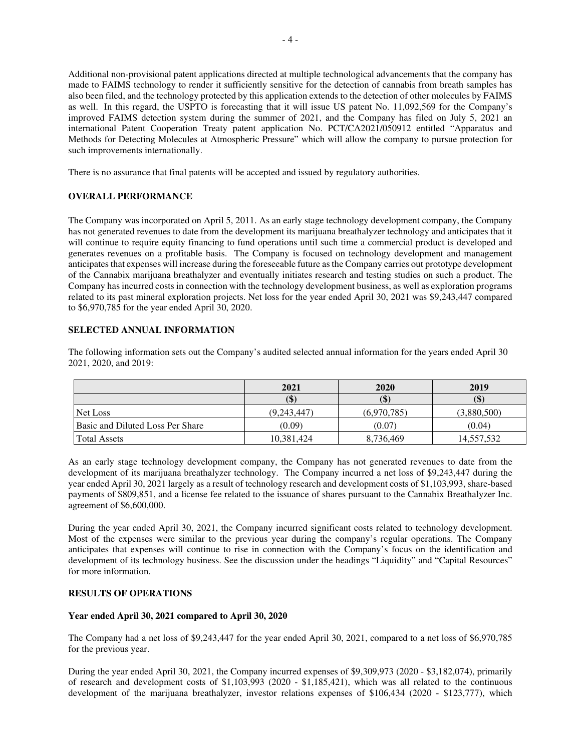Additional non-provisional patent applications directed at multiple technological advancements that the company has made to FAIMS technology to render it sufficiently sensitive for the detection of cannabis from breath samples has also been filed, and the technology protected by this application extends to the detection of other molecules by FAIMS as well. In this regard, the USPTO is forecasting that it will issue US patent No. 11,092,569 for the Company's improved FAIMS detection system during the summer of 2021, and the Company has filed on July 5, 2021 an international Patent Cooperation Treaty patent application No. PCT/CA2021/050912 entitled "Apparatus and Methods for Detecting Molecules at Atmospheric Pressure" which will allow the company to pursue protection for such improvements internationally.

There is no assurance that final patents will be accepted and issued by regulatory authorities.

## OVERALL PERFORMANCE

The Company was incorporated on April 5, 2011. As an early stage technology development company, the Company has not generated revenues to date from the development its marijuana breathalyzer technology and anticipates that it will continue to require equity financing to fund operations until such time a commercial product is developed and generates revenues on a profitable basis. The Company is focused on technology development and management anticipates that expenses will increase during the foreseeable future as the Company carries out prototype development of the Cannabix marijuana breathalyzer and eventually initiates research and testing studies on such a product. The Company has incurred costs in connection with the technology development business, as well as exploration programs related to its past mineral exploration projects. Net loss for the year ended April 30, 2021 was $9,243,447 compared to $6,970,785 for the year ended April 30, 2020.

## SELECTED ANNUAL INFORMATION

The following information sets out the Company's audited selected annual information for the years ended April 30 2021, 2020, and 2019:

| | 2021 | 2020 | 2019 |
|---|---|---|---|
| | ($) | ($) | ($) |
| Net Loss | (9,243,447) | (6,970,785) | (3,880,500) |
| Basic and Diluted Loss Per Share | (0.09) | (0.07) | (0.04) |
| Total Assets | 10,381,424 | 8,736,469 | 14,557,532 |

As an early stage technology development company, the Company has not generated revenues to date from the development of its marijuana breathalyzer technology. The Company incurred a net loss of $9,243,447 during the year ended April 30, 2021 largely as a result of technology research and development costs of $1,103,993, share-based payments of $809,851, and a license fee related to the issuance of shares pursuant to the Cannabix Breathalyzer Inc. agreement of $6,600,000.

During the year ended April 30, 2021, the Company incurred significant costs related to technology development. Most of the expenses were similar to the previous year during the company's regular operations. The Company anticipates that expenses will continue to rise in connection with the Company's focus on the identification and development of its technology business. See the discussion under the headings "Liquidity" and "Capital Resources" for more information.

## RESULTS OF OPERATIONS

### Year ended April 30, 2021 compared to April 30, 2020

The Company had a net loss of $9,243,447 for the year ended April 30, 2021, compared to a net loss of $6,970,785 for the previous year.

During the year ended April 30, 2021, the Company incurred expenses of $9,309,973 (2020 - $3,182,074), primarily of research and development costs of $1,103,993 (2020 - $1,185,421), which was all related to the continuous development of the marijuana breathalyzer, investor relations expenses of $106,434 (2020 - $123,777), which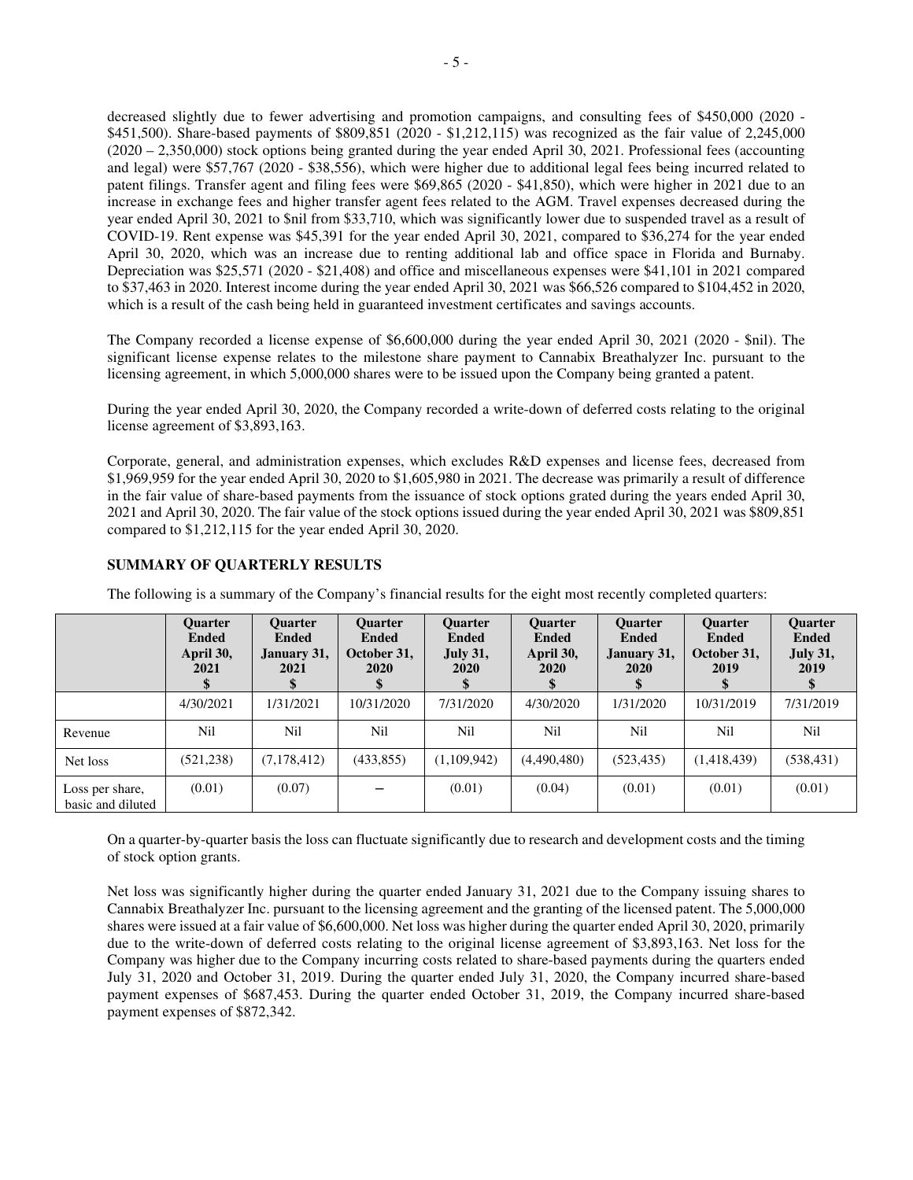decreased slightly due to fewer advertising and promotion campaigns, and consulting fees of $450,000 (2020 - $451,500). Share-based payments of $809,851 (2020 - $1,212,115) was recognized as the fair value of 2,245,000 (2020 – 2,350,000) stock options being granted during the year ended April 30, 2021. Professional fees (accounting and legal) were $57,767 (2020 - $38,556), which were higher due to additional legal fees being incurred related to patent filings. Transfer agent and filing fees were $69,865 (2020 - $41,850), which were higher in 2021 due to an increase in exchange fees and higher transfer agent fees related to the AGM. Travel expenses decreased during the year ended April 30, 2021 to $nil from $33,710, which was significantly lower due to suspended travel as a result of COVID-19. Rent expense was $45,391 for the year ended April 30, 2021, compared to $36,274 for the year ended April 30, 2020, which was an increase due to renting additional lab and office space in Florida and Burnaby. Depreciation was $25,571 (2020 - $21,408) and office and miscellaneous expenses were $41,101 in 2021 compared to $37,463 in 2020. Interest income during the year ended April 30, 2021 was $66,526 compared to $104,452 in 2020, which is a result of the cash being held in guaranteed investment certificates and savings accounts.

The Company recorded a license expense of $6,600,000 during the year ended April 30, 2021 (2020 - $nil). The significant license expense relates to the milestone share payment to Cannabix Breathalyzer Inc. pursuant to the licensing agreement, in which 5,000,000 shares were to be issued upon the Company being granted a patent.

During the year ended April 30, 2020, the Company recorded a write-down of deferred costs relating to the original license agreement of $3,893,163.

Corporate, general, and administration expenses, which excludes R&D expenses and license fees, decreased from $1,969,959 for the year ended April 30, 2020 to $1,605,980 in 2021. The decrease was primarily a result of difference in the fair value of share-based payments from the issuance of stock options grated during the years ended April 30, 2021 and April 30, 2020. The fair value of the stock options issued during the year ended April 30, 2021 was $809,851 compared to $1,212,115 for the year ended April 30, 2020.

## SUMMARY OF QUARTERLY RESULTS

The following is a summary of the Company's financial results for the eight most recently completed quarters:

| | Quarter Ended April 30, 2021 $ | Quarter Ended January 31, 2021 $ | Quarter Ended October 31, 2020 $ | Quarter Ended July 31, 2020 $ | Quarter Ended April 30, 2020 $ | Quarter Ended January 31, 2020 $ | Quarter Ended October 31, 2019 $ | Quarter Ended July 31, 2019 $ |
|---|---|---|---|---|---|---|---|---|
| | 4/30/2021 | 1/31/2021 | 10/31/2020 | 7/31/2020 | 4/30/2020 | 1/31/2020 | 10/31/2019 | 7/31/2019 |
| Revenue | Nil | Nil | Nil | Nil | Nil | Nil | Nil | Nil |
| Net loss | (521,238) | (7,178,412) | (433,855) | (1,109,942) | (4,490,480) | (523,435) | (1,418,439) | (538,431) |
| Loss per share, basic and diluted | (0.01) | (0.07) | – | (0.01) | (0.04) | (0.01) | (0.01) | (0.01) |

On a quarter-by-quarter basis the loss can fluctuate significantly due to research and development costs and the timing of stock option grants.

Net loss was significantly higher during the quarter ended January 31, 2021 due to the Company issuing shares to Cannabix Breathalyzer Inc. pursuant to the licensing agreement and the granting of the licensed patent. The 5,000,000 shares were issued at a fair value of $6,600,000. Net loss was higher during the quarter ended April 30, 2020, primarily due to the write-down of deferred costs relating to the original license agreement of $3,893,163. Net loss for the Company was higher due to the Company incurring costs related to share-based payments during the quarters ended July 31, 2020 and October 31, 2019. During the quarter ended July 31, 2020, the Company incurred share-based payment expenses of $687,453. During the quarter ended October 31, 2019, the Company incurred share-based payment expenses of $872,342.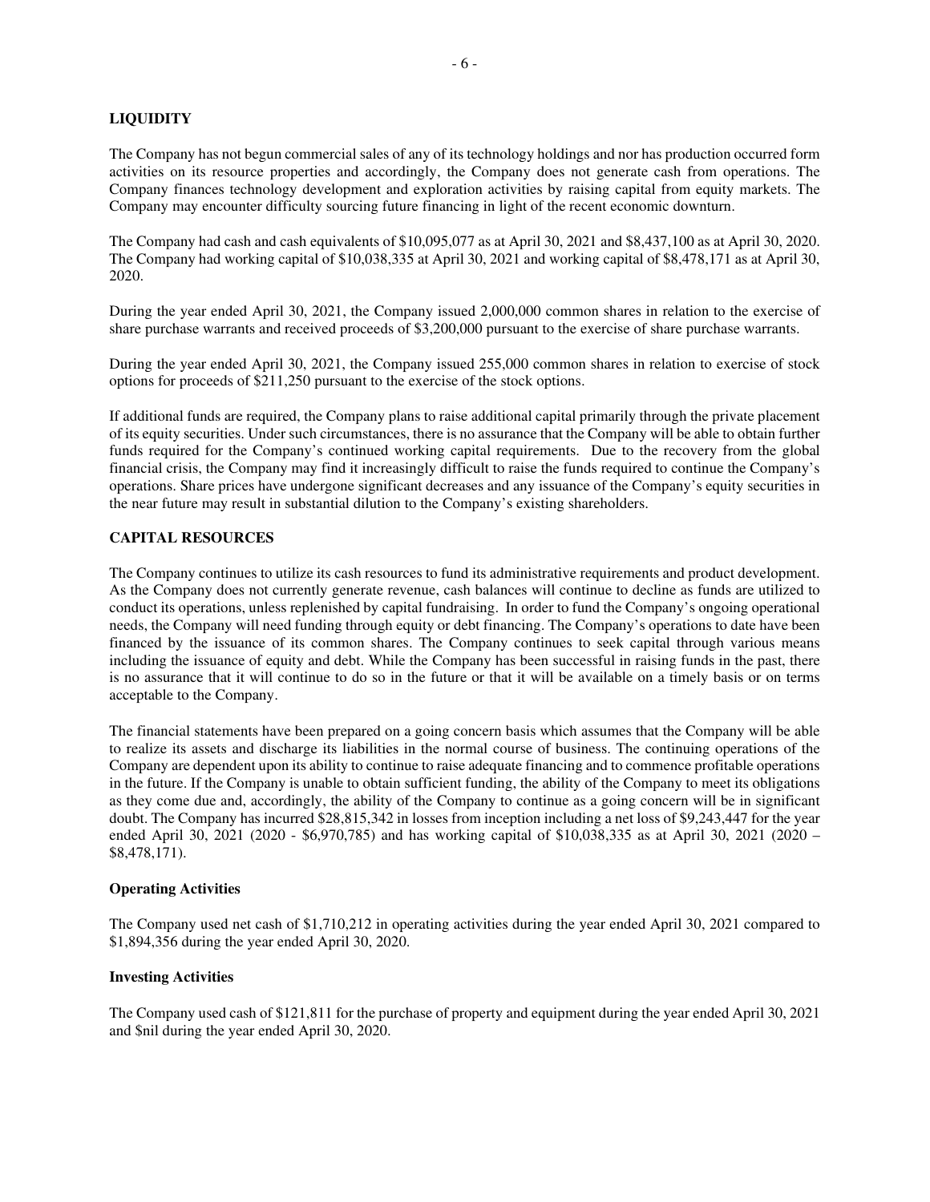## LIQUIDITY

The Company has not begun commercial sales of any of its technology holdings and nor has production occurred form activities on its resource properties and accordingly, the Company does not generate cash from operations. The Company finances technology development and exploration activities by raising capital from equity markets. The Company may encounter difficulty sourcing future financing in light of the recent economic downturn.

The Company had cash and cash equivalents of $10,095,077 as at April 30, 2021 and $8,437,100 as at April 30, 2020. The Company had working capital of $10,038,335 at April 30, 2021 and working capital of $8,478,171 as at April 30, 2020.

During the year ended April 30, 2021, the Company issued 2,000,000 common shares in relation to the exercise of share purchase warrants and received proceeds of $3,200,000 pursuant to the exercise of share purchase warrants.

During the year ended April 30, 2021, the Company issued 255,000 common shares in relation to exercise of stock options for proceeds of $211,250 pursuant to the exercise of the stock options.

If additional funds are required, the Company plans to raise additional capital primarily through the private placement of its equity securities. Under such circumstances, there is no assurance that the Company will be able to obtain further funds required for the Company's continued working capital requirements. Due to the recovery from the global financial crisis, the Company may find it increasingly difficult to raise the funds required to continue the Company's operations. Share prices have undergone significant decreases and any issuance of the Company's equity securities in the near future may result in substantial dilution to the Company's existing shareholders.

## CAPITAL RESOURCES

The Company continues to utilize its cash resources to fund its administrative requirements and product development. As the Company does not currently generate revenue, cash balances will continue to decline as funds are utilized to conduct its operations, unless replenished by capital fundraising. In order to fund the Company's ongoing operational needs, the Company will need funding through equity or debt financing. The Company's operations to date have been financed by the issuance of its common shares. The Company continues to seek capital through various means including the issuance of equity and debt. While the Company has been successful in raising funds in the past, there is no assurance that it will continue to do so in the future or that it will be available on a timely basis or on terms acceptable to the Company.

The financial statements have been prepared on a going concern basis which assumes that the Company will be able to realize its assets and discharge its liabilities in the normal course of business. The continuing operations of the Company are dependent upon its ability to continue to raise adequate financing and to commence profitable operations in the future. If the Company is unable to obtain sufficient funding, the ability of the Company to meet its obligations as they come due and, accordingly, the ability of the Company to continue as a going concern will be in significant doubt. The Company has incurred $28,815,342 in losses from inception including a net loss of $9,243,447 for the year ended April 30, 2021 (2020 - $6,970,785) and has working capital of $10,038,335 as at April 30, 2021 (2020 – $8,478,171).

### Operating Activities

The Company used net cash of $1,710,212 in operating activities during the year ended April 30, 2021 compared to $1,894,356 during the year ended April 30, 2020.

### Investing Activities

The Company used cash of $121,811 for the purchase of property and equipment during the year ended April 30, 2021 and $nil during the year ended April 30, 2020.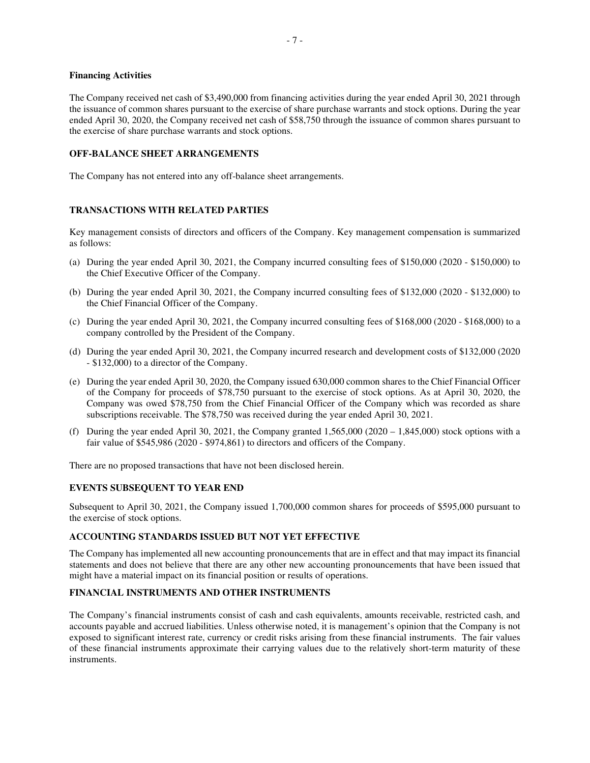**Financing Activities**

The Company received net cash of $3,490,000 from financing activities during the year ended April 30, 2021 through the issuance of common shares pursuant to the exercise of share purchase warrants and stock options. During the year ended April 30, 2020, the Company received net cash of $58,750 through the issuance of common shares pursuant to the exercise of share purchase warrants and stock options.

## OFF-BALANCE SHEET ARRANGEMENTS

The Company has not entered into any off-balance sheet arrangements.

## TRANSACTIONS WITH RELATED PARTIES

Key management consists of directors and officers of the Company. Key management compensation is summarized as follows:

(a) During the year ended April 30, 2021, the Company incurred consulting fees of $150,000 (2020 - $150,000) to the Chief Executive Officer of the Company.

(b) During the year ended April 30, 2021, the Company incurred consulting fees of $132,000 (2020 - $132,000) to the Chief Financial Officer of the Company.

(c) During the year ended April 30, 2021, the Company incurred consulting fees of $168,000 (2020 - $168,000) to a company controlled by the President of the Company.

(d) During the year ended April 30, 2021, the Company incurred research and development costs of $132,000 (2020 - $132,000) to a director of the Company.

(e) During the year ended April 30, 2020, the Company issued 630,000 common shares to the Chief Financial Officer of the Company for proceeds of $78,750 pursuant to the exercise of stock options. As at April 30, 2020, the Company was owed $78,750 from the Chief Financial Officer of the Company which was recorded as share subscriptions receivable. The $78,750 was received during the year ended April 30, 2021.

(f) During the year ended April 30, 2021, the Company granted 1,565,000 (2020 – 1,845,000) stock options with a fair value of $545,986 (2020 - $974,861) to directors and officers of the Company.

There are no proposed transactions that have not been disclosed herein.

## EVENTS SUBSEQUENT TO YEAR END

Subsequent to April 30, 2021, the Company issued 1,700,000 common shares for proceeds of $595,000 pursuant to the exercise of stock options.

## ACCOUNTING STANDARDS ISSUED BUT NOT YET EFFECTIVE

The Company has implemented all new accounting pronouncements that are in effect and that may impact its financial statements and does not believe that there are any other new accounting pronouncements that have been issued that might have a material impact on its financial position or results of operations.

## FINANCIAL INSTRUMENTS AND OTHER INSTRUMENTS

The Company's financial instruments consist of cash and cash equivalents, amounts receivable, restricted cash, and accounts payable and accrued liabilities. Unless otherwise noted, it is management's opinion that the Company is not exposed to significant interest rate, currency or credit risks arising from these financial instruments. The fair values of these financial instruments approximate their carrying values due to the relatively short-term maturity of these instruments.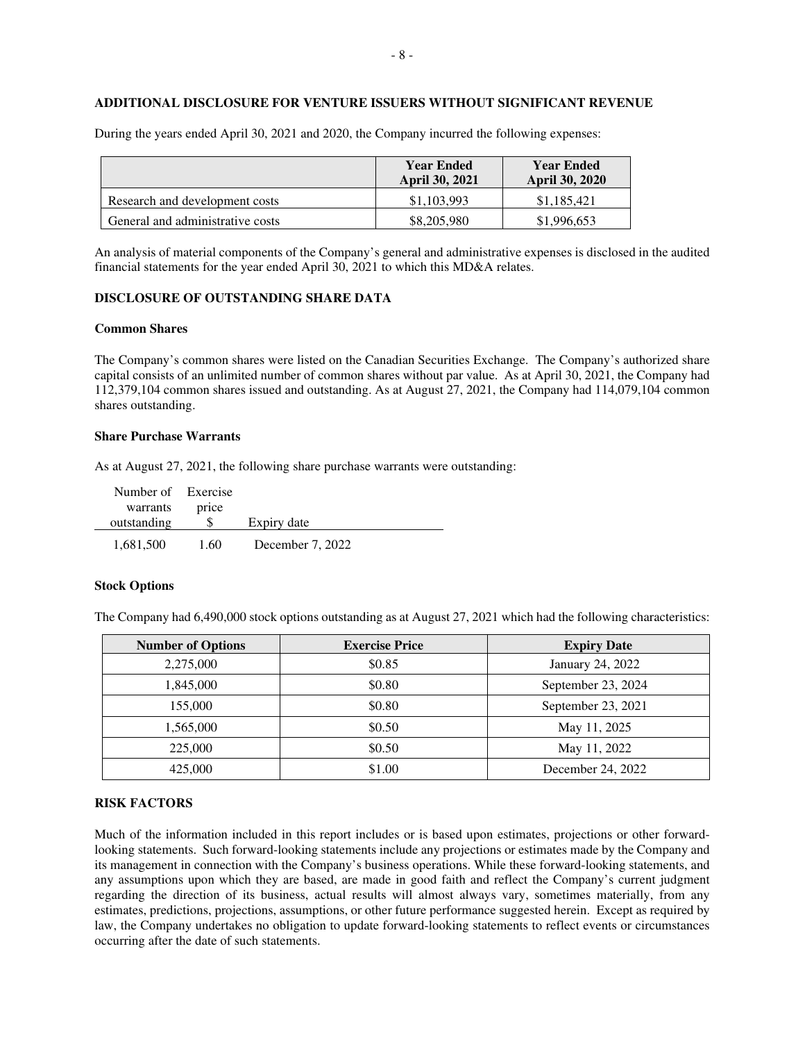## ADDITIONAL DISCLOSURE FOR VENTURE ISSUERS WITHOUT SIGNIFICANT REVENUE

During the years ended April 30, 2021 and 2020, the Company incurred the following expenses:

| | Year Ended April 30, 2021 | Year Ended April 30, 2020 |
|---|---|---|
| Research and development costs | $1,103,993 | $1,185,421 |
| General and administrative costs | $8,205,980 | $1,996,653 |

An analysis of material components of the Company's general and administrative expenses is disclosed in the audited financial statements for the year ended April 30, 2021 to which this MD&A relates.

## DISCLOSURE OF OUTSTANDING SHARE DATA

### Common Shares

The Company's common shares were listed on the Canadian Securities Exchange. The Company's authorized share capital consists of an unlimited number of common shares without par value. As at April 30, 2021, the Company had 112,379,104 common shares issued and outstanding. As at August 27, 2021, the Company had 114,079,104 common shares outstanding.

### Share Purchase Warrants

As at August 27, 2021, the following share purchase warrants were outstanding:

| Number of warrants outstanding | Exercise price $ | Expiry date |
|---|---|---|
| 1,681,500 | 1.60 | December 7, 2022 |

### Stock Options

The Company had 6,490,000 stock options outstanding as at August 27, 2021 which had the following characteristics:

| Number of Options | Exercise Price | Expiry Date |
|---|---|---|
| 2,275,000 | $0.85 | January 24, 2022 |
| 1,845,000 | $0.80 | September 23, 2024 |
| 155,000 | $0.80 | September 23, 2021 |
| 1,565,000 | $0.50 | May 11, 2025 |
| 225,000 | $0.50 | May 11, 2022 |
| 425,000 | $1.00 | December 24, 2022 |

## RISK FACTORS

Much of the information included in this report includes or is based upon estimates, projections or other forward-looking statements. Such forward-looking statements include any projections or estimates made by the Company and its management in connection with the Company's business operations. While these forward-looking statements, and any assumptions upon which they are based, are made in good faith and reflect the Company's current judgment regarding the direction of its business, actual results will almost always vary, sometimes materially, from any estimates, predictions, projections, assumptions, or other future performance suggested herein. Except as required by law, the Company undertakes no obligation to update forward-looking statements to reflect events or circumstances occurring after the date of such statements.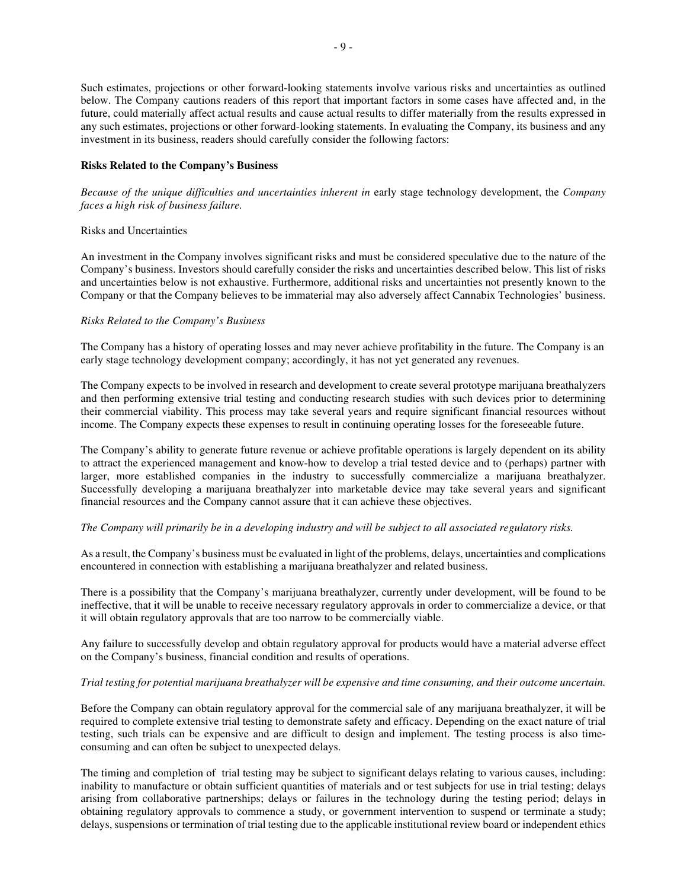Such estimates, projections or other forward-looking statements involve various risks and uncertainties as outlined below. The Company cautions readers of this report that important factors in some cases have affected and, in the future, could materially affect actual results and cause actual results to differ materially from the results expressed in any such estimates, projections or other forward-looking statements. In evaluating the Company, its business and any investment in its business, readers should carefully consider the following factors:

**Risks Related to the Company's Business**

*Because of the unique difficulties and uncertainties inherent in* early stage technology development, the *Company faces a high risk of business failure.*

Risks and Uncertainties

An investment in the Company involves significant risks and must be considered speculative due to the nature of the Company's business. Investors should carefully consider the risks and uncertainties described below. This list of risks and uncertainties below is not exhaustive. Furthermore, additional risks and uncertainties not presently known to the Company or that the Company believes to be immaterial may also adversely affect Cannabix Technologies' business.

*Risks Related to the Company's Business*

The Company has a history of operating losses and may never achieve profitability in the future. The Company is an early stage technology development company; accordingly, it has not yet generated any revenues.

The Company expects to be involved in research and development to create several prototype marijuana breathalyzers and then performing extensive trial testing and conducting research studies with such devices prior to determining their commercial viability. This process may take several years and require significant financial resources without income. The Company expects these expenses to result in continuing operating losses for the foreseeable future.

The Company's ability to generate future revenue or achieve profitable operations is largely dependent on its ability to attract the experienced management and know-how to develop a trial tested device and to (perhaps) partner with larger, more established companies in the industry to successfully commercialize a marijuana breathalyzer. Successfully developing a marijuana breathalyzer into marketable device may take several years and significant financial resources and the Company cannot assure that it can achieve these objectives.

*The Company will primarily be in a developing industry and will be subject to all associated regulatory risks.*

As a result, the Company's business must be evaluated in light of the problems, delays, uncertainties and complications encountered in connection with establishing a marijuana breathalyzer and related business.

There is a possibility that the Company's marijuana breathalyzer, currently under development, will be found to be ineffective, that it will be unable to receive necessary regulatory approvals in order to commercialize a device, or that it will obtain regulatory approvals that are too narrow to be commercially viable.

Any failure to successfully develop and obtain regulatory approval for products would have a material adverse effect on the Company's business, financial condition and results of operations.

*Trial testing for potential marijuana breathalyzer will be expensive and time consuming, and their outcome uncertain.*

Before the Company can obtain regulatory approval for the commercial sale of any marijuana breathalyzer, it will be required to complete extensive trial testing to demonstrate safety and efficacy. Depending on the exact nature of trial testing, such trials can be expensive and are difficult to design and implement. The testing process is also time-consuming and can often be subject to unexpected delays.

The timing and completion of trial testing may be subject to significant delays relating to various causes, including: inability to manufacture or obtain sufficient quantities of materials and or test subjects for use in trial testing; delays arising from collaborative partnerships; delays or failures in the technology during the testing period; delays in obtaining regulatory approvals to commence a study, or government intervention to suspend or terminate a study; delays, suspensions or termination of trial testing due to the applicable institutional review board or independent ethics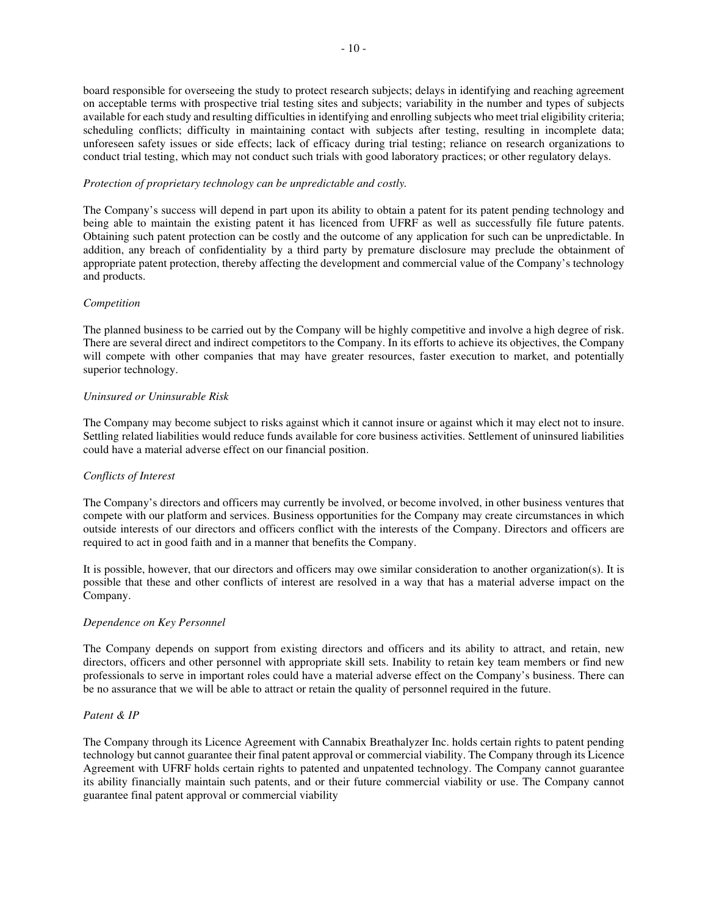board responsible for overseeing the study to protect research subjects; delays in identifying and reaching agreement on acceptable terms with prospective trial testing sites and subjects; variability in the number and types of subjects available for each study and resulting difficulties in identifying and enrolling subjects who meet trial eligibility criteria; scheduling conflicts; difficulty in maintaining contact with subjects after testing, resulting in incomplete data; unforeseen safety issues or side effects; lack of efficacy during trial testing; reliance on research organizations to conduct trial testing, which may not conduct such trials with good laboratory practices; or other regulatory delays.

*Protection of proprietary technology can be unpredictable and costly.*

The Company's success will depend in part upon its ability to obtain a patent for its patent pending technology and being able to maintain the existing patent it has licenced from UFRF as well as successfully file future patents. Obtaining such patent protection can be costly and the outcome of any application for such can be unpredictable. In addition, any breach of confidentiality by a third party by premature disclosure may preclude the obtainment of appropriate patent protection, thereby affecting the development and commercial value of the Company's technology and products.

*Competition*

The planned business to be carried out by the Company will be highly competitive and involve a high degree of risk. There are several direct and indirect competitors to the Company. In its efforts to achieve its objectives, the Company will compete with other companies that may have greater resources, faster execution to market, and potentially superior technology.

*Uninsured or Uninsurable Risk*

The Company may become subject to risks against which it cannot insure or against which it may elect not to insure. Settling related liabilities would reduce funds available for core business activities. Settlement of uninsured liabilities could have a material adverse effect on our financial position.

*Conflicts of Interest*

The Company's directors and officers may currently be involved, or become involved, in other business ventures that compete with our platform and services. Business opportunities for the Company may create circumstances in which outside interests of our directors and officers conflict with the interests of the Company. Directors and officers are required to act in good faith and in a manner that benefits the Company.

It is possible, however, that our directors and officers may owe similar consideration to another organization(s). It is possible that these and other conflicts of interest are resolved in a way that has a material adverse impact on the Company.

*Dependence on Key Personnel*

The Company depends on support from existing directors and officers and its ability to attract, and retain, new directors, officers and other personnel with appropriate skill sets. Inability to retain key team members or find new professionals to serve in important roles could have a material adverse effect on the Company's business. There can be no assurance that we will be able to attract or retain the quality of personnel required in the future.

*Patent & IP*

The Company through its Licence Agreement with Cannabix Breathalyzer Inc. holds certain rights to patent pending technology but cannot guarantee their final patent approval or commercial viability. The Company through its Licence Agreement with UFRF holds certain rights to patented and unpatented technology. The Company cannot guarantee its ability financially maintain such patents, and or their future commercial viability or use. The Company cannot guarantee final patent approval or commercial viability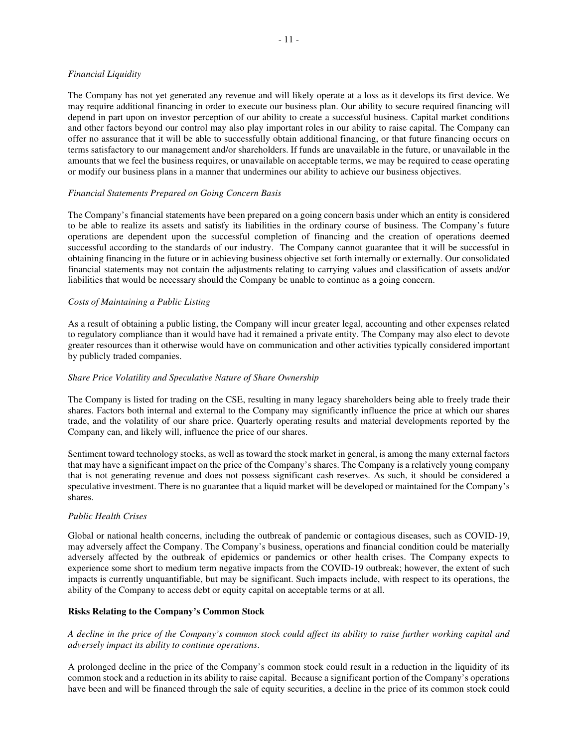*Financial Liquidity*

The Company has not yet generated any revenue and will likely operate at a loss as it develops its first device. We may require additional financing in order to execute our business plan. Our ability to secure required financing will depend in part upon on investor perception of our ability to create a successful business. Capital market conditions and other factors beyond our control may also play important roles in our ability to raise capital. The Company can offer no assurance that it will be able to successfully obtain additional financing, or that future financing occurs on terms satisfactory to our management and/or shareholders. If funds are unavailable in the future, or unavailable in the amounts that we feel the business requires, or unavailable on acceptable terms, we may be required to cease operating or modify our business plans in a manner that undermines our ability to achieve our business objectives.

*Financial Statements Prepared on Going Concern Basis*

The Company's financial statements have been prepared on a going concern basis under which an entity is considered to be able to realize its assets and satisfy its liabilities in the ordinary course of business. The Company's future operations are dependent upon the successful completion of financing and the creation of operations deemed successful according to the standards of our industry. The Company cannot guarantee that it will be successful in obtaining financing in the future or in achieving business objective set forth internally or externally. Our consolidated financial statements may not contain the adjustments relating to carrying values and classification of assets and/or liabilities that would be necessary should the Company be unable to continue as a going concern.

*Costs of Maintaining a Public Listing*

As a result of obtaining a public listing, the Company will incur greater legal, accounting and other expenses related to regulatory compliance than it would have had it remained a private entity. The Company may also elect to devote greater resources than it otherwise would have on communication and other activities typically considered important by publicly traded companies.

*Share Price Volatility and Speculative Nature of Share Ownership*

The Company is listed for trading on the CSE, resulting in many legacy shareholders being able to freely trade their shares. Factors both internal and external to the Company may significantly influence the price at which our shares trade, and the volatility of our share price. Quarterly operating results and material developments reported by the Company can, and likely will, influence the price of our shares.

Sentiment toward technology stocks, as well as toward the stock market in general, is among the many external factors that may have a significant impact on the price of the Company's shares. The Company is a relatively young company that is not generating revenue and does not possess significant cash reserves. As such, it should be considered a speculative investment. There is no guarantee that a liquid market will be developed or maintained for the Company's shares.

*Public Health Crises*

Global or national health concerns, including the outbreak of pandemic or contagious diseases, such as COVID-19, may adversely affect the Company. The Company's business, operations and financial condition could be materially adversely affected by the outbreak of epidemics or pandemics or other health crises. The Company expects to experience some short to medium term negative impacts from the COVID-19 outbreak; however, the extent of such impacts is currently unquantifiable, but may be significant. Such impacts include, with respect to its operations, the ability of the Company to access debt or equity capital on acceptable terms or at all.

**Risks Relating to the Company's Common Stock**

*A decline in the price of the Company's common stock could affect its ability to raise further working capital and adversely impact its ability to continue operations.*

A prolonged decline in the price of the Company's common stock could result in a reduction in the liquidity of its common stock and a reduction in its ability to raise capital. Because a significant portion of the Company's operations have been and will be financed through the sale of equity securities, a decline in the price of its common stock could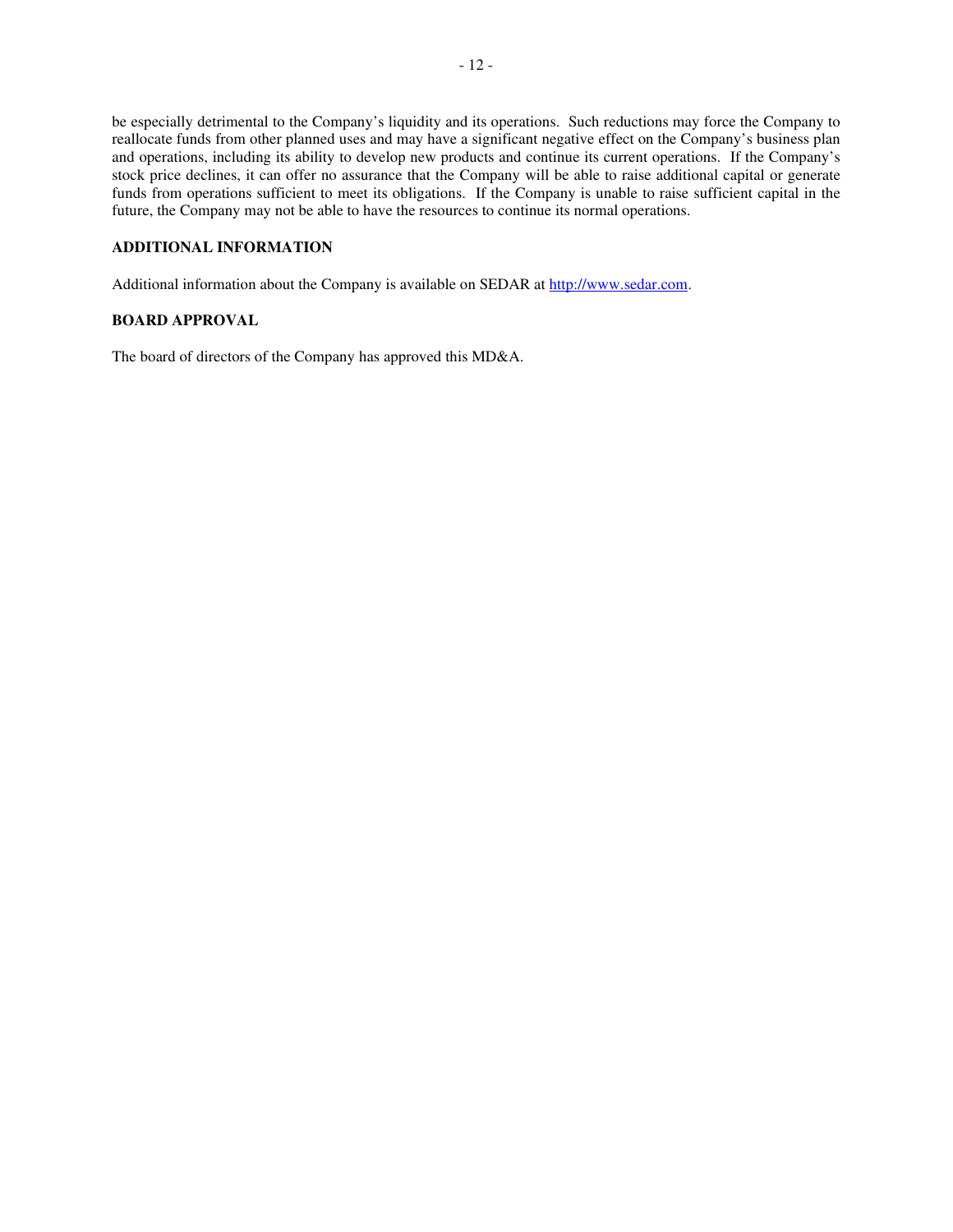be especially detrimental to the Company's liquidity and its operations. Such reductions may force the Company to reallocate funds from other planned uses and may have a significant negative effect on the Company's business plan and operations, including its ability to develop new products and continue its current operations. If the Company's stock price declines, it can offer no assurance that the Company will be able to raise additional capital or generate funds from operations sufficient to meet its obligations. If the Company is unable to raise sufficient capital in the future, the Company may not be able to have the resources to continue its normal operations.

## ADDITIONAL INFORMATION

Additional information about the Company is available on SEDAR at http://www.sedar.com.

## BOARD APPROVAL

The board of directors of the Company has approved this MD&A.